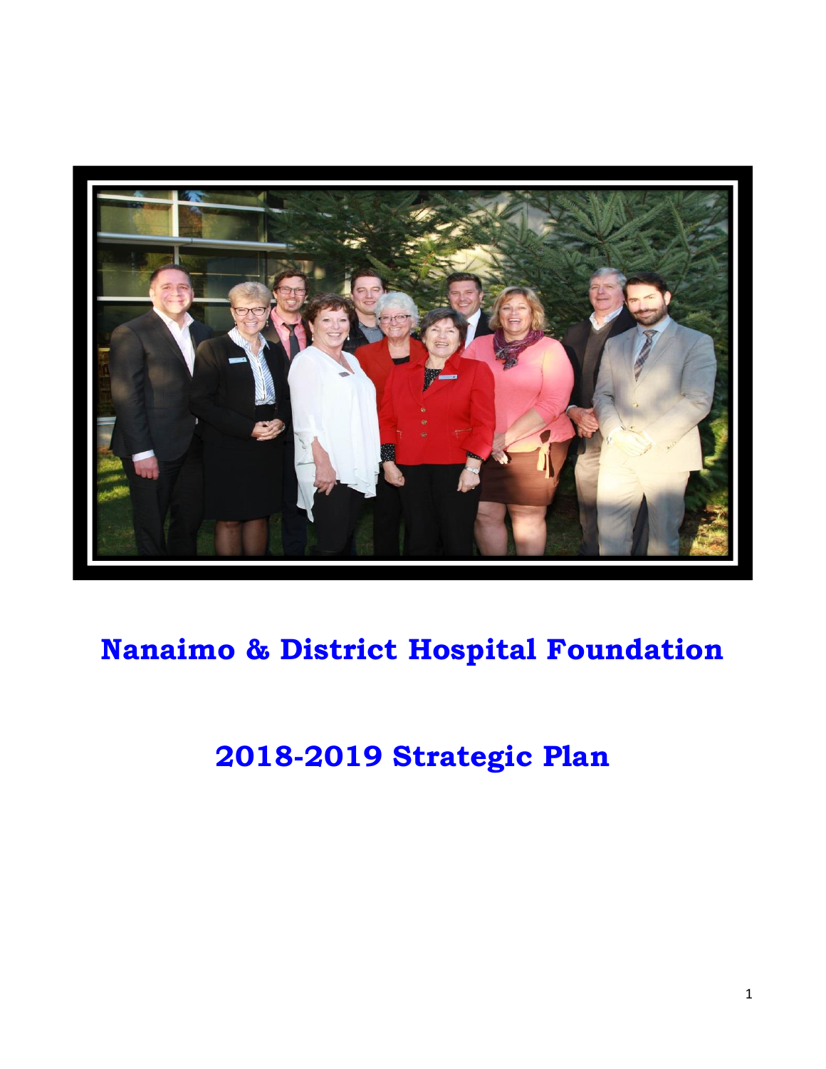# Nanaimo & District Hospital Foundation

# 2018-2019 Strategic Plan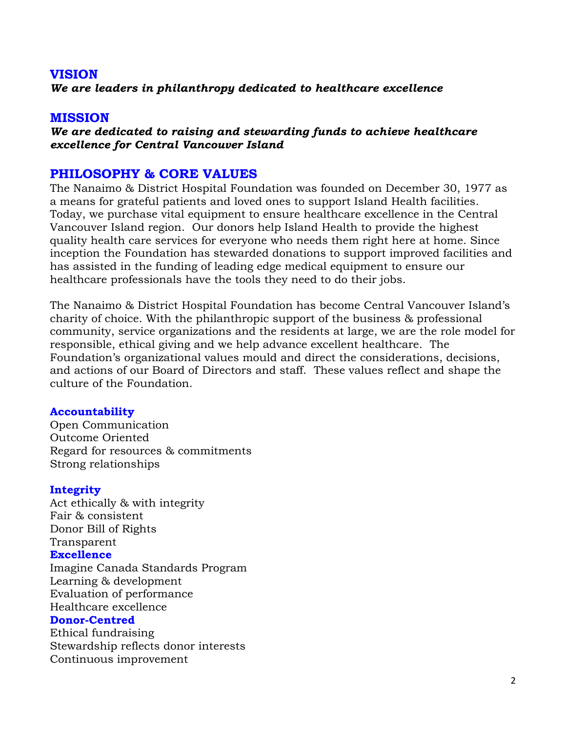## VISION

***We are leaders in philanthropy dedicated to healthcare excellence***

## MISSION

***We are dedicated to raising and stewarding funds to achieve healthcare excellence for Central Vancouver Island***

## PHILOSOPHY & CORE VALUES

The Nanaimo & District Hospital Foundation was founded on December 30, 1977 as a means for grateful patients and loved ones to support Island Health facilities. Today, we purchase vital equipment to ensure healthcare excellence in the Central Vancouver Island region. Our donors help Island Health to provide the highest quality health care services for everyone who needs them right here at home. Since inception the Foundation has stewarded donations to support improved facilities and has assisted in the funding of leading edge medical equipment to ensure our healthcare professionals have the tools they need to do their jobs.

The Nanaimo & District Hospital Foundation has become Central Vancouver Island's charity of choice. With the philanthropic support of the business & professional community, service organizations and the residents at large, we are the role model for responsible, ethical giving and we help advance excellent healthcare. The Foundation's organizational values mould and direct the considerations, decisions, and actions of our Board of Directors and staff. These values reflect and shape the culture of the Foundation.

#### Accountability

Open Communication
Outcome Oriented
Regard for resources & commitments
Strong relationships

#### Integrity

Act ethically & with integrity
Fair & consistent
Donor Bill of Rights
Transparent

#### Excellence

Imagine Canada Standards Program
Learning & development
Evaluation of performance
Healthcare excellence

#### Donor-Centred

Ethical fundraising
Stewardship reflects donor interests
Continuous improvement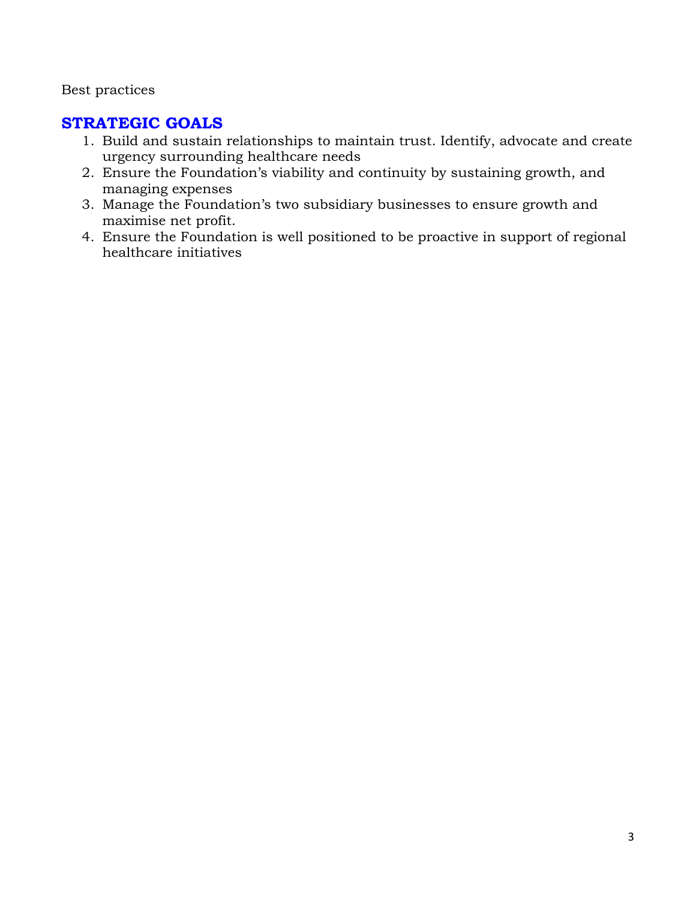Best practices

## STRATEGIC GOALS

1. Build and sustain relationships to maintain trust. Identify, advocate and create urgency surrounding healthcare needs
2. Ensure the Foundation's viability and continuity by sustaining growth, and managing expenses
3. Manage the Foundation's two subsidiary businesses to ensure growth and maximise net profit.
4. Ensure the Foundation is well positioned to be proactive in support of regional healthcare initiatives